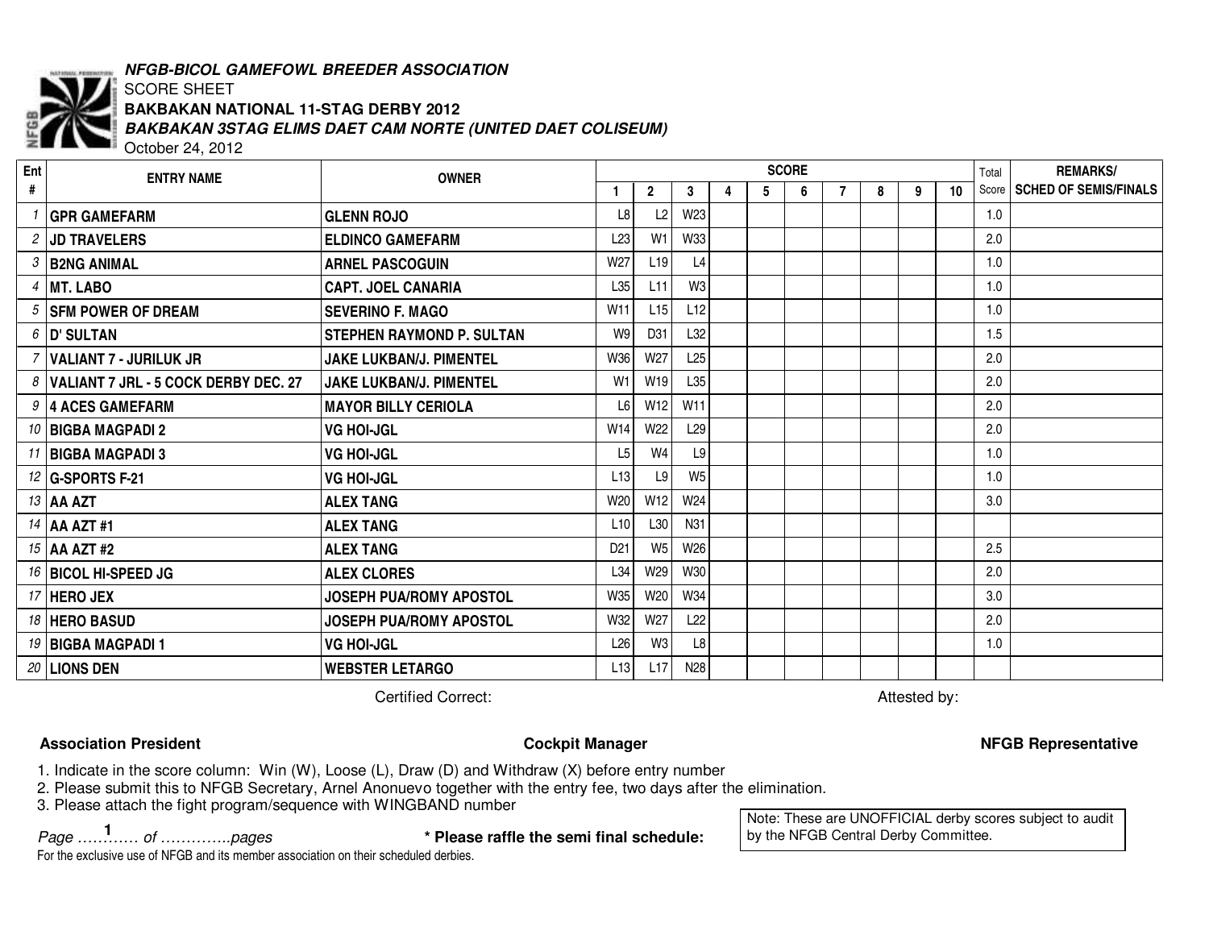***NFGB-BICOL GAMEFOWL BREEDER ASSOCIATION***

SCORE SHEET

**BAKBAKAN NATIONAL 11-STAG DERBY 2012**

***BAKBAKAN 3STAG ELIMS DAET CAM NORTE (UNITED DAET COLISEUM)***

October 24, 2012

| Ent # | ENTRY NAME | OWNER | SCORE 1 | 2 | 3 | 4 | 5 | 6 | 7 | 8 | 9 | 10 | Total Score | REMARKS/ SCHED OF SEMIS/FINALS |
|---|---|---|---|---|---|---|---|---|---|---|---|---|---|---|
| 1 | GPR GAMEFARM | GLENN ROJO | L8 | L2 | W23 | | | | | | | | 1.0 | |
| 2 | JD TRAVELERS | ELDINCO GAMEFARM | L23 | W1 | W33 | | | | | | | | 2.0 | |
| 3 | B2NG ANIMAL | ARNEL PASCOGUIN | W27 | L19 | L4 | | | | | | | | 1.0 | |
| 4 | MT. LABO | CAPT. JOEL CANARIA | L35 | L11 | W3 | | | | | | | | 1.0 | |
| 5 | SFM POWER OF DREAM | SEVERINO F. MAGO | W11 | L15 | L12 | | | | | | | | 1.0 | |
| 6 | D' SULTAN | STEPHEN RAYMOND P. SULTAN | W9 | D31 | L32 | | | | | | | | 1.5 | |
| 7 | VALIANT 7 - JURILUK JR | JAKE LUKBAN/J. PIMENTEL | W36 | W27 | L25 | | | | | | | | 2.0 | |
| 8 | VALIANT 7 JRL - 5 COCK DERBY DEC. 27 | JAKE LUKBAN/J. PIMENTEL | W1 | W19 | L35 | | | | | | | | 2.0 | |
| 9 | 4 ACES GAMEFARM | MAYOR BILLY CERIOLA | L6 | W12 | W11 | | | | | | | | 2.0 | |
| 10 | BIGBA MAGPADI 2 | VG HOI-JGL | W14 | W22 | L29 | | | | | | | | 2.0 | |
| 11 | BIGBA MAGPADI 3 | VG HOI-JGL | L5 | W4 | L9 | | | | | | | | 1.0 | |
| 12 | G-SPORTS F-21 | VG HOI-JGL | L13 | L9 | W5 | | | | | | | | 1.0 | |
| 13 | AA AZT | ALEX TANG | W20 | W12 | W24 | | | | | | | | 3.0 | |
| 14 | AA AZT #1 | ALEX TANG | L10 | L30 | N31 | | | | | | | | | |
| 15 | AA AZT #2 | ALEX TANG | D21 | W5 | W26 | | | | | | | | 2.5 | |
| 16 | BICOL HI-SPEED JG | ALEX CLORES | L34 | W29 | W30 | | | | | | | | 2.0 | |
| 17 | HERO JEX | JOSEPH PUA/ROMY APOSTOL | W35 | W20 | W34 | | | | | | | | 3.0 | |
| 18 | HERO BASUD | JOSEPH PUA/ROMY APOSTOL | W32 | W27 | L22 | | | | | | | | 2.0 | |
| 19 | BIGBA MAGPADI 1 | VG HOI-JGL | L26 | W3 | L8 | | | | | | | | 1.0 | |
| 20 | LIONS DEN | WEBSTER LETARGO | L13 | L17 | N28 | | | | | | | | | |

Certified Correct: Attested by:

**Association President** **Cockpit Manager** **NFGB Representative**

1. Indicate in the score column: Win (W), Loose (L), Draw (D) and Withdraw (X) before entry number
2. Please submit this to NFGB Secretary, Arnel Anonuevo together with the entry fee, two days after the elimination.
3. Please attach the fight program/sequence with WINGBAND number

*Page …………1 of …………..pages* **\* Please raffle the semi final schedule:**

Note: These are UNOFFICIAL derby scores subject to audit by the NFGB Central Derby Committee.

For the exclusive use of NFGB and its member association on their scheduled derbies.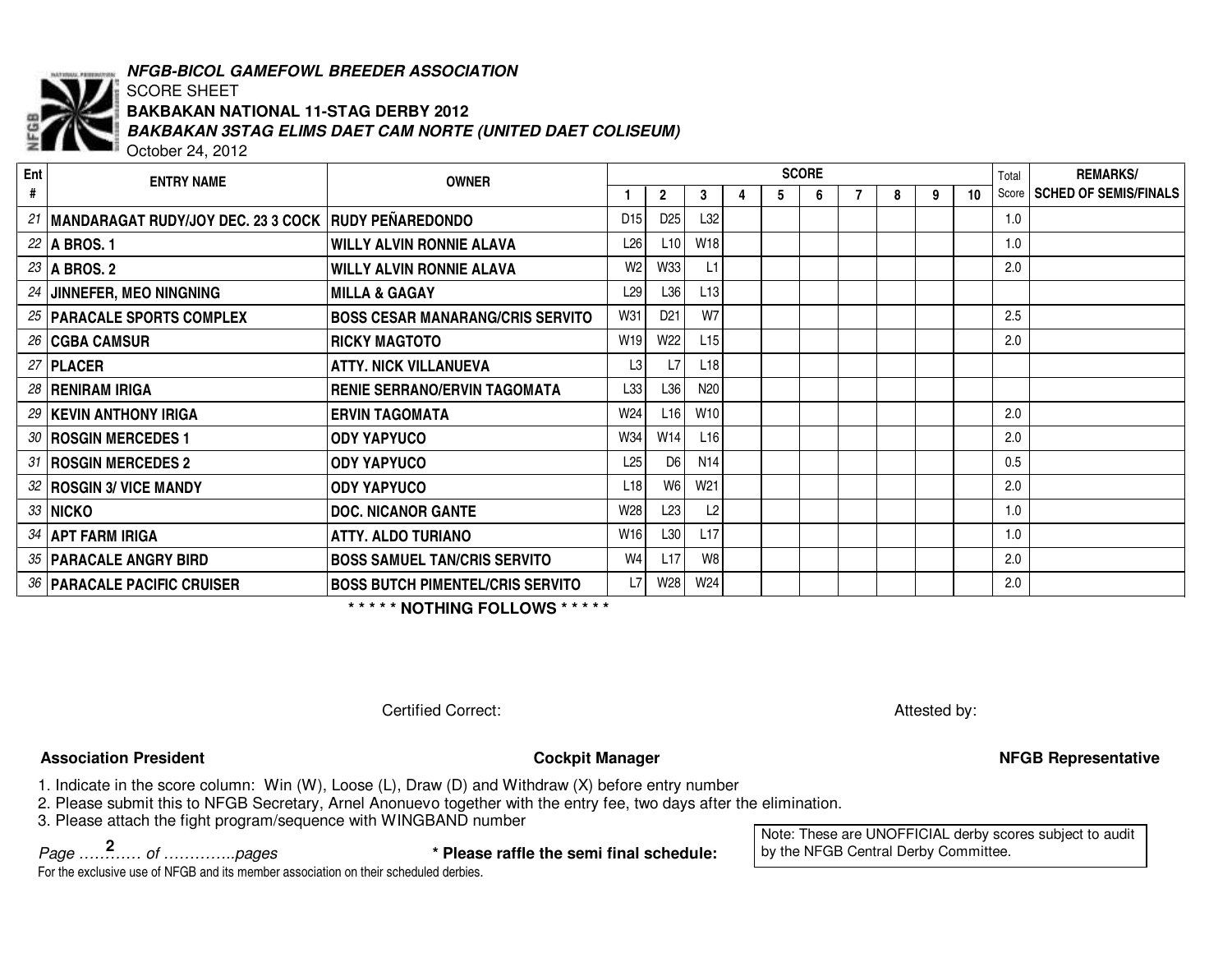***NFGB-BICOL GAMEFOWL BREEDER ASSOCIATION***

SCORE SHEET

**BAKBAKAN NATIONAL 11-STAG DERBY 2012**

***BAKBAKAN 3STAG ELIMS DAET CAM NORTE (UNITED DAET COLISEUM)***

October 24, 2012

| Ent # | ENTRY NAME | OWNER | SCORE 1 | 2 | 3 | 4 | 5 | 6 | 7 | 8 | 9 | 10 | Total Score | REMARKS/ SCHED OF SEMIS/FINALS |
|---|---|---|---|---|---|---|---|---|---|---|---|---|---|---|
| 21 | MANDARAGAT RUDY/JOY DEC. 23 3 COCK | RUDY PEÑAREDONDO | D15 | D25 | L32 | | | | | | | | 1.0 | |
| 22 | A BROS. 1 | WILLY ALVIN RONNIE ALAVA | L26 | L10 | W18 | | | | | | | | 1.0 | |
| 23 | A BROS. 2 | WILLY ALVIN RONNIE ALAVA | W2 | W33 | L1 | | | | | | | | 2.0 | |
| 24 | JINNEFER, MEO NINGNING | MILLA & GAGAY | L29 | L36 | L13 | | | | | | | | | |
| 25 | PARACALE SPORTS COMPLEX | BOSS CESAR MANARANG/CRIS SERVITO | W31 | D21 | W7 | | | | | | | | 2.5 | |
| 26 | CGBA CAMSUR | RICKY MAGTOTO | W19 | W22 | L15 | | | | | | | | 2.0 | |
| 27 | PLACER | ATTY. NICK VILLANUEVA | L3 | L7 | L18 | | | | | | | | | |
| 28 | RENIRAM IRIGA | RENIE SERRANO/ERVIN TAGOMATA | L33 | L36 | N20 | | | | | | | | | |
| 29 | KEVIN ANTHONY IRIGA | ERVIN TAGOMATA | W24 | L16 | W10 | | | | | | | | 2.0 | |
| 30 | ROSGIN MERCEDES 1 | ODY YAPYUCO | W34 | W14 | L16 | | | | | | | | 2.0 | |
| 31 | ROSGIN MERCEDES 2 | ODY YAPYUCO | L25 | D6 | N14 | | | | | | | | 0.5 | |
| 32 | ROSGIN 3/ VICE MANDY | ODY YAPYUCO | L18 | W6 | W21 | | | | | | | | 2.0 | |
| 33 | NICKO | DOC. NICANOR GANTE | W28 | L23 | L2 | | | | | | | | 1.0 | |
| 34 | APT FARM IRIGA | ATTY. ALDO TURIANO | W16 | L30 | L17 | | | | | | | | 1.0 | |
| 35 | PARACALE ANGRY BIRD | BOSS SAMUEL TAN/CRIS SERVITO | W4 | L17 | W8 | | | | | | | | 2.0 | |
| 36 | PARACALE PACIFIC CRUISER | BOSS BUTCH PIMENTEL/CRIS SERVITO | L7 | W28 | W24 | | | | | | | | 2.0 | |

**\* \* \* \* \* NOTHING FOLLOWS \* \* \* \* \***

Certified Correct:

Attested by:

**Association President**

**Cockpit Manager**

**NFGB Representative**

1. Indicate in the score column: Win (W), Loose (L), Draw (D) and Withdraw (X) before entry number
2. Please submit this to NFGB Secretary, Arnel Anonuevo together with the entry fee, two days after the elimination.
3. Please attach the fight program/sequence with WINGBAND number

*Page …**2**…… of …………..pages*

**\* Please raffle the semi final schedule:**

Note: These are UNOFFICIAL derby scores subject to audit by the NFGB Central Derby Committee.

For the exclusive use of NFGB and its member association on their scheduled derbies.